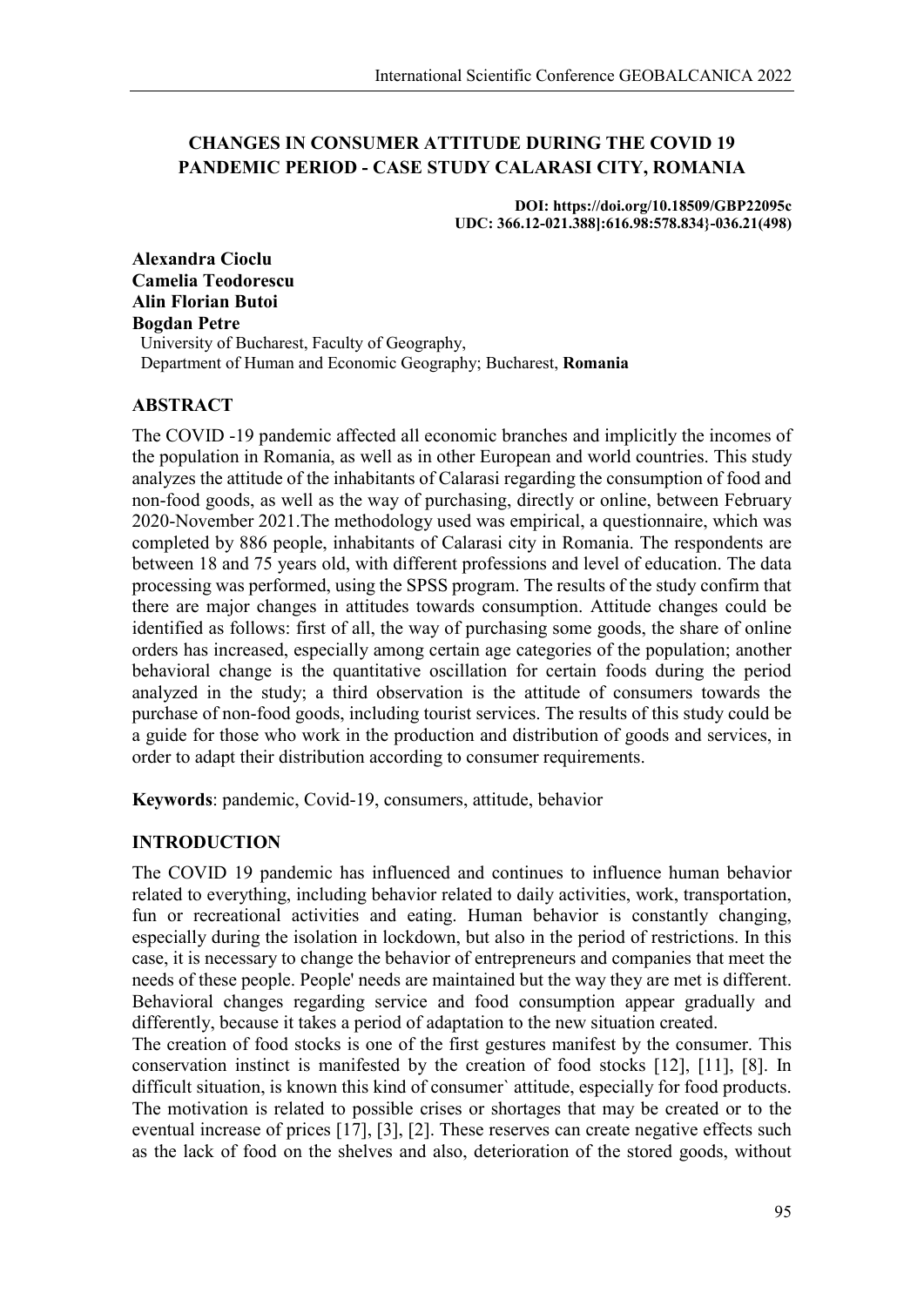# CHANGES IN CONSUMER ATTITUDE DURING THE COVID 19 PANDEMIC PERIOD - CASE STUDY CALARASI CITY, ROMANIA

**DOI: https://doi.org/10.18509/GBP22095c**
**UDC: 366.12-021.388]:616.98:578.834}-036.21(498)**

**Alexandra Cioclu**
**Camelia Teodorescu**
**Alin Florian Butoi**
**Bogdan Petre**
University of Bucharest, Faculty of Geography,
Department of Human and Economic Geography; Bucharest, **Romania**

## ABSTRACT

The COVID -19 pandemic affected all economic branches and implicitly the incomes of the population in Romania, as well as in other European and world countries. This study analyzes the attitude of the inhabitants of Calarasi regarding the consumption of food and non-food goods, as well as the way of purchasing, directly or online, between February 2020-November 2021.The methodology used was empirical, a questionnaire, which was completed by 886 people, inhabitants of Calarasi city in Romania. The respondents are between 18 and 75 years old, with different professions and level of education. The data processing was performed, using the SPSS program. The results of the study confirm that there are major changes in attitudes towards consumption. Attitude changes could be identified as follows: first of all, the way of purchasing some goods, the share of online orders has increased, especially among certain age categories of the population; another behavioral change is the quantitative oscillation for certain foods during the period analyzed in the study; a third observation is the attitude of consumers towards the purchase of non-food goods, including tourist services. The results of this study could be a guide for those who work in the production and distribution of goods and services, in order to adapt their distribution according to consumer requirements.

**Keywords**: pandemic, Covid-19, consumers, attitude, behavior

## INTRODUCTION

The COVID 19 pandemic has influenced and continues to influence human behavior related to everything, including behavior related to daily activities, work, transportation, fun or recreational activities and eating. Human behavior is constantly changing, especially during the isolation in lockdown, but also in the period of restrictions. In this case, it is necessary to change the behavior of entrepreneurs and companies that meet the needs of these people. People' needs are maintained but the way they are met is different. Behavioral changes regarding service and food consumption appear gradually and differently, because it takes a period of adaptation to the new situation created.

The creation of food stocks is one of the first gestures manifest by the consumer. This conservation instinct is manifested by the creation of food stocks [12], [11], [8]. In difficult situation, is known this kind of consumer` attitude, especially for food products. The motivation is related to possible crises or shortages that may be created or to the eventual increase of prices [17], [3], [2]. These reserves can create negative effects such as the lack of food on the shelves and also, deterioration of the stored goods, without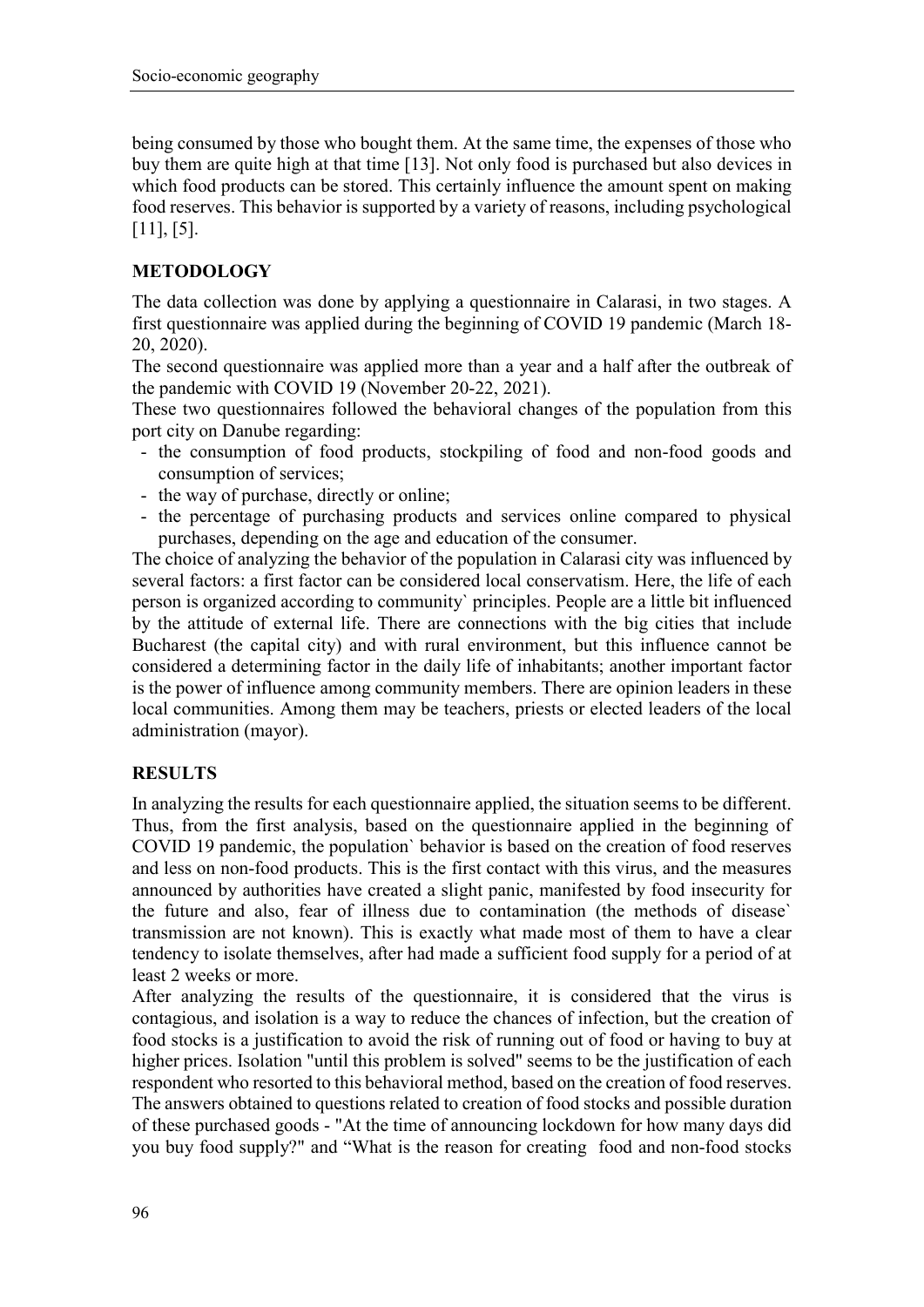being consumed by those who bought them. At the same time, the expenses of those who buy them are quite high at that time [13]. Not only food is purchased but also devices in which food products can be stored. This certainly influence the amount spent on making food reserves. This behavior is supported by a variety of reasons, including psychological [11], [5].

## METODOLOGY

The data collection was done by applying a questionnaire in Calarasi, in two stages. A first questionnaire was applied during the beginning of COVID 19 pandemic (March 18-20, 2020).

The second questionnaire was applied more than a year and a half after the outbreak of the pandemic with COVID 19 (November 20-22, 2021).

These two questionnaires followed the behavioral changes of the population from this port city on Danube regarding:

- the consumption of food products, stockpiling of food and non-food goods and consumption of services;
- the way of purchase, directly or online;
- the percentage of purchasing products and services online compared to physical purchases, depending on the age and education of the consumer.

The choice of analyzing the behavior of the population in Calarasi city was influenced by several factors: a first factor can be considered local conservatism. Here, the life of each person is organized according to community` principles. People are a little bit influenced by the attitude of external life. There are connections with the big cities that include Bucharest (the capital city) and with rural environment, but this influence cannot be considered a determining factor in the daily life of inhabitants; another important factor is the power of influence among community members. There are opinion leaders in these local communities. Among them may be teachers, priests or elected leaders of the local administration (mayor).

## RESULTS

In analyzing the results for each questionnaire applied, the situation seems to be different. Thus, from the first analysis, based on the questionnaire applied in the beginning of COVID 19 pandemic, the population` behavior is based on the creation of food reserves and less on non-food products. This is the first contact with this virus, and the measures announced by authorities have created a slight panic, manifested by food insecurity for the future and also, fear of illness due to contamination (the methods of disease` transmission are not known). This is exactly what made most of them to have a clear tendency to isolate themselves, after had made a sufficient food supply for a period of at least 2 weeks or more.

After analyzing the results of the questionnaire, it is considered that the virus is contagious, and isolation is a way to reduce the chances of infection, but the creation of food stocks is a justification to avoid the risk of running out of food or having to buy at higher prices. Isolation "until this problem is solved" seems to be the justification of each respondent who resorted to this behavioral method, based on the creation of food reserves. The answers obtained to questions related to creation of food stocks and possible duration of these purchased goods - "At the time of announcing lockdown for how many days did you buy food supply?" and "What is the reason for creating food and non-food stocks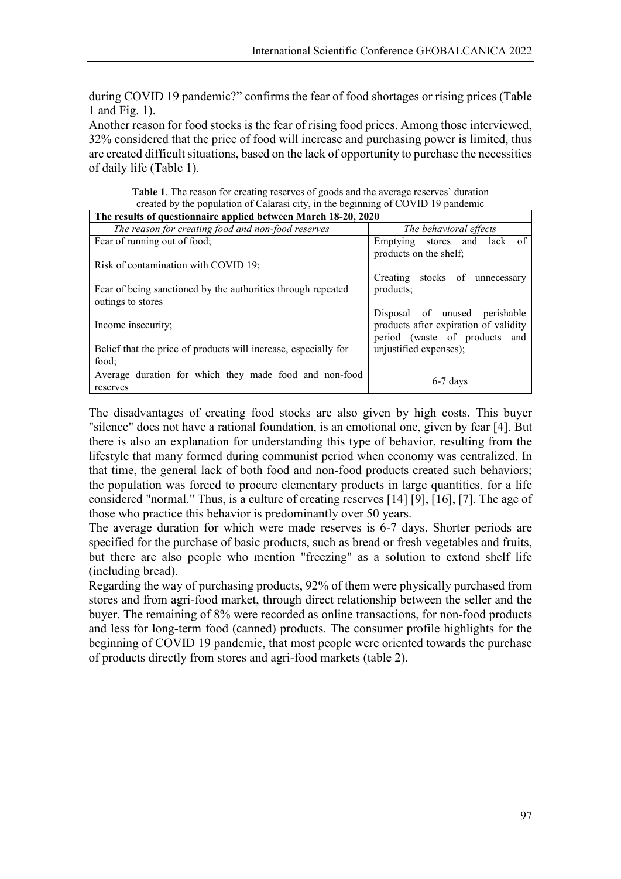during COVID 19 pandemic?" confirms the fear of food shortages or rising prices (Table 1 and Fig. 1).

Another reason for food stocks is the fear of rising food prices. Among those interviewed, 32% considered that the price of food will increase and purchasing power is limited, thus are created difficult situations, based on the lack of opportunity to purchase the necessities of daily life (Table 1).

**Table 1**. The reason for creating reserves of goods and the average reserves` duration created by the population of Calarasi city, in the beginning of COVID 19 pandemic

| **The results of questionnaire applied between March 18-20, 2020** | |
|---|---|
| *The reason for creating food and non-food reserves* | *The behavioral effects* |
| Fear of running out of food;<br><br>Risk of contamination with COVID 19;<br><br>Fear of being sanctioned by the authorities through repeated outings to stores<br><br>Income insecurity;<br><br>Belief that the price of products will increase, especially for food; | Emptying stores and lack of products on the shelf;<br><br>Creating stocks of unnecessary products;<br><br>Disposal of unused perishable products after expiration of validity period (waste of products and unjustified expenses); |
| Average duration for which they made food and non-food reserves | 6-7 days |

The disadvantages of creating food stocks are also given by high costs. This buyer "silence" does not have a rational foundation, is an emotional one, given by fear [4]. But there is also an explanation for understanding this type of behavior, resulting from the lifestyle that many formed during communist period when economy was centralized. In that time, the general lack of both food and non-food products created such behaviors; the population was forced to procure elementary products in large quantities, for a life considered "normal." Thus, is a culture of creating reserves [14] [9], [16], [7]. The age of those who practice this behavior is predominantly over 50 years.

The average duration for which were made reserves is 6-7 days. Shorter periods are specified for the purchase of basic products, such as bread or fresh vegetables and fruits, but there are also people who mention "freezing" as a solution to extend shelf life (including bread).

Regarding the way of purchasing products, 92% of them were physically purchased from stores and from agri-food market, through direct relationship between the seller and the buyer. The remaining of 8% were recorded as online transactions, for non-food products and less for long-term food (canned) products. The consumer profile highlights for the beginning of COVID 19 pandemic, that most people were oriented towards the purchase of products directly from stores and agri-food markets (table 2).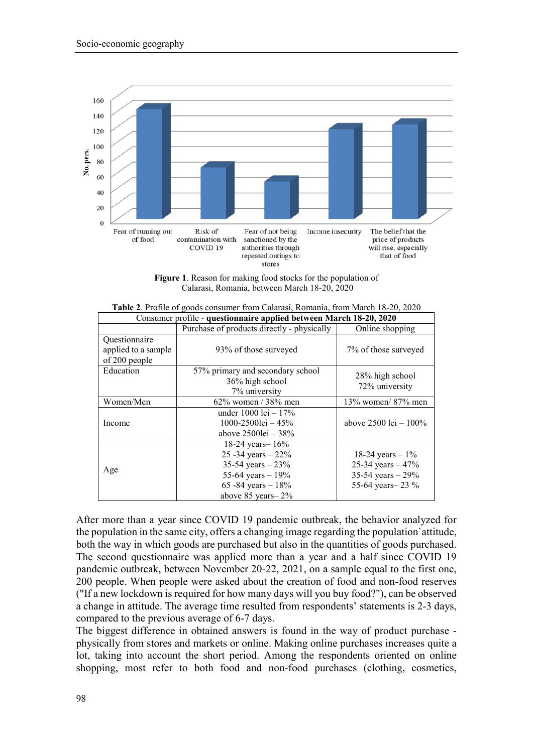Figure 1. Reason for making food stocks for the population of Calarasi, Romania, between March 18-20, 2020

**Table 2**. Profile of goods consumer from Calarasi, Romania, from March 18-20, 2020

| Consumer profile - **questionnaire applied between March 18-20, 2020** | | |
|---|---|---|
| | Purchase of products directly - physically | Online shopping |
| Questionnaire applied to a sample of 200 people | 93% of those surveyed | 7% of those surveyed |
| Education | 57% primary and secondary school<br>36% high school<br>7% university | 28% high school<br>72% university |
| Women/Men | 62% women / 38% men | 13% women/ 87% men |
| Income | under 1000 lei – 17%<br>1000-2500lei – 45%<br>above 2500lei – 38% | above 2500 lei – 100% |
| Age | 18-24 years– 16%<br>25 -34 years – 22%<br>35-54 years – 23%<br>55-64 years – 19%<br>65 -84 years – 18%<br>above 85 years– 2% | 18-24 years – 1%<br>25-34 years – 47%<br>35-54 years – 29%<br>55-64 years– 23 % |

After more than a year since COVID 19 pandemic outbreak, the behavior analyzed for the population in the same city, offers a changing image regarding the population`attitude, both the way in which goods are purchased but also in the quantities of goods purchased. The second questionnaire was applied more than a year and a half since COVID 19 pandemic outbreak, between November 20-22, 2021, on a sample equal to the first one, 200 people. When people were asked about the creation of food and non-food reserves ("If a new lockdown is required for how many days will you buy food?"), can be observed a change in attitude. The average time resulted from respondents' statements is 2-3 days, compared to the previous average of 6-7 days.

The biggest difference in obtained answers is found in the way of product purchase - physically from stores and markets or online. Making online purchases increases quite a lot, taking into account the short period. Among the respondents oriented on online shopping, most refer to both food and non-food purchases (clothing, cosmetics,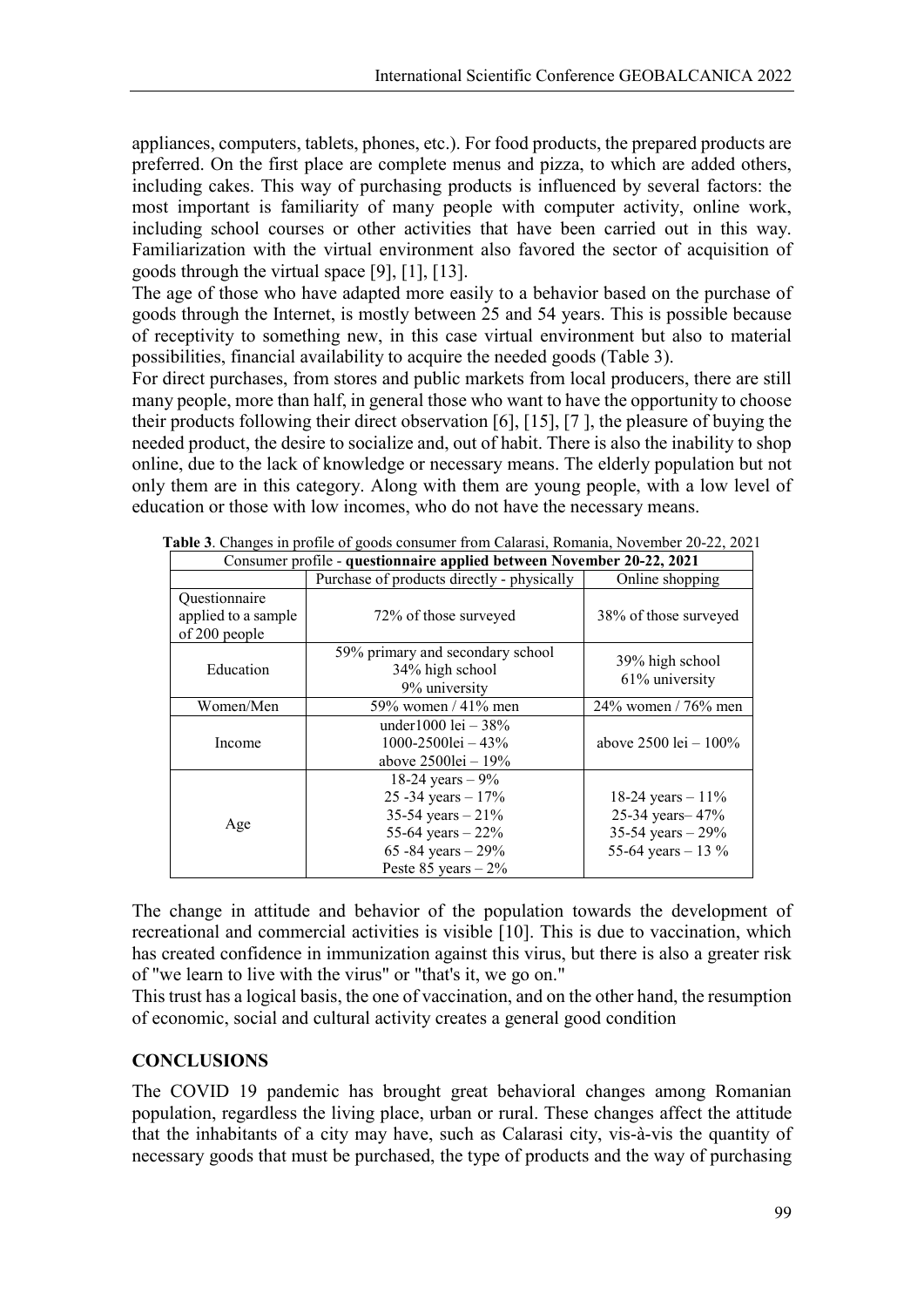appliances, computers, tablets, phones, etc.). For food products, the prepared products are preferred. On the first place are complete menus and pizza, to which are added others, including cakes. This way of purchasing products is influenced by several factors: the most important is familiarity of many people with computer activity, online work, including school courses or other activities that have been carried out in this way. Familiarization with the virtual environment also favored the sector of acquisition of goods through the virtual space [9], [1], [13].

The age of those who have adapted more easily to a behavior based on the purchase of goods through the Internet, is mostly between 25 and 54 years. This is possible because of receptivity to something new, in this case virtual environment but also to material possibilities, financial availability to acquire the needed goods (Table 3).

For direct purchases, from stores and public markets from local producers, there are still many people, more than half, in general those who want to have the opportunity to choose their products following their direct observation [6], [15], [7 ], the pleasure of buying the needed product, the desire to socialize and, out of habit. There is also the inability to shop online, due to the lack of knowledge or necessary means. The elderly population but not only them are in this category. Along with them are young people, with a low level of education or those with low incomes, who do not have the necessary means.

**Table 3**. Changes in profile of goods consumer from Calarasi, Romania, November 20-22, 2021

| Consumer profile - **questionnaire applied between November 20-22, 2021** | | |
|---|---|---|
| | Purchase of products directly - physically | Online shopping |
| Questionnaire applied to a sample of 200 people | 72% of those surveyed | 38% of those surveyed |
| Education | 59% primary and secondary school<br>34% high school<br>9% university | 39% high school<br>61% university |
| Women/Men | 59% women / 41% men | 24% women / 76% men |
| Income | under1000 lei – 38%<br>1000-2500lei – 43%<br>above 2500lei – 19% | above 2500 lei – 100% |
| Age | 18-24 years – 9%<br>25 -34 years – 17%<br>35-54 years – 21%<br>55-64 years – 22%<br>65 -84 years – 29%<br>Peste 85 years – 2% | 18-24 years – 11%<br>25-34 years– 47%<br>35-54 years – 29%<br>55-64 years – 13 % |

The change in attitude and behavior of the population towards the development of recreational and commercial activities is visible [10]. This is due to vaccination, which has created confidence in immunization against this virus, but there is also a greater risk of "we learn to live with the virus" or "that's it, we go on."

This trust has a logical basis, the one of vaccination, and on the other hand, the resumption of economic, social and cultural activity creates a general good condition

## CONCLUSIONS

The COVID 19 pandemic has brought great behavioral changes among Romanian population, regardless the living place, urban or rural. These changes affect the attitude that the inhabitants of a city may have, such as Calarasi city, vis-à-vis the quantity of necessary goods that must be purchased, the type of products and the way of purchasing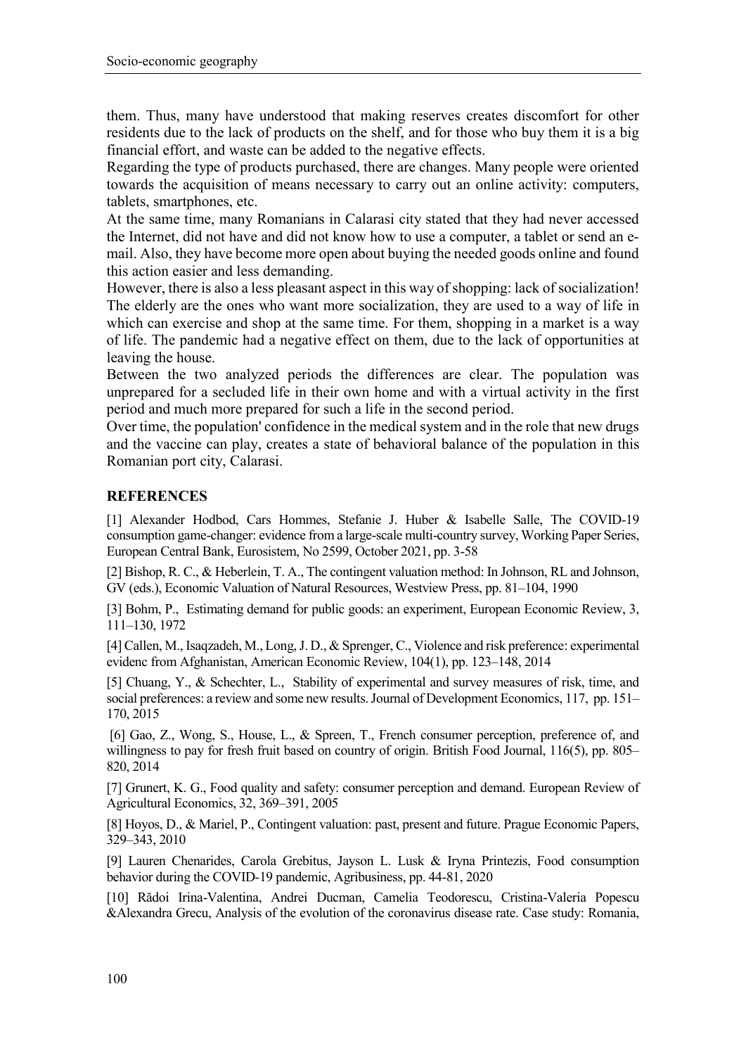them. Thus, many have understood that making reserves creates discomfort for other residents due to the lack of products on the shelf, and for those who buy them it is a big financial effort, and waste can be added to the negative effects.

Regarding the type of products purchased, there are changes. Many people were oriented towards the acquisition of means necessary to carry out an online activity: computers, tablets, smartphones, etc.

At the same time, many Romanians in Calarasi city stated that they had never accessed the Internet, did not have and did not know how to use a computer, a tablet or send an e-mail. Also, they have become more open about buying the needed goods online and found this action easier and less demanding.

However, there is also a less pleasant aspect in this way of shopping: lack of socialization! The elderly are the ones who want more socialization, they are used to a way of life in which can exercise and shop at the same time. For them, shopping in a market is a way of life. The pandemic had a negative effect on them, due to the lack of opportunities at leaving the house.

Between the two analyzed periods the differences are clear. The population was unprepared for a secluded life in their own home and with a virtual activity in the first period and much more prepared for such a life in the second period.

Over time, the population' confidence in the medical system and in the role that new drugs and the vaccine can play, creates a state of behavioral balance of the population in this Romanian port city, Calarasi.

## REFERENCES

[1] Alexander Hodbod, Cars Hommes, Stefanie J. Huber & Isabelle Salle, The COVID-19 consumption game-changer: evidence from a large-scale multi-country survey, Working Paper Series, European Central Bank, Eurosistem, No 2599, October 2021, pp. 3-58

[2] Bishop, R. C., & Heberlein, T. A., The contingent valuation method: In Johnson, RL and Johnson, GV (eds.), Economic Valuation of Natural Resources, Westview Press, pp. 81–104, 1990

[3] Bohm, P., Estimating demand for public goods: an experiment, European Economic Review, 3, 111–130, 1972

[4] Callen, M., Isaqzadeh, M., Long, J. D., & Sprenger, C., Violence and risk preference: experimental evidenc from Afghanistan, American Economic Review, 104(1), pp. 123–148, 2014

[5] Chuang, Y., & Schechter, L., Stability of experimental and survey measures of risk, time, and social preferences: a review and some new results. Journal of Development Economics, 117, pp. 151–170, 2015

[6] Gao, Z., Wong, S., House, L., & Spreen, T., French consumer perception, preference of, and willingness to pay for fresh fruit based on country of origin. British Food Journal, 116(5), pp. 805–820, 2014

[7] Grunert, K. G., Food quality and safety: consumer perception and demand. European Review of Agricultural Economics, 32, 369–391, 2005

[8] Hoyos, D., & Mariel, P., Contingent valuation: past, present and future. Prague Economic Papers, 329–343, 2010

[9] Lauren Chenarides, Carola Grebitus, Jayson L. Lusk & Iryna Printezis, Food consumption behavior during the COVID-19 pandemic, Agribusiness, pp. 44-81, 2020

[10] Rădoi Irina-Valentina, Andrei Ducman, Camelia Teodorescu, Cristina-Valeria Popescu &Alexandra Grecu, Analysis of the evolution of the coronavirus disease rate. Case study: Romania,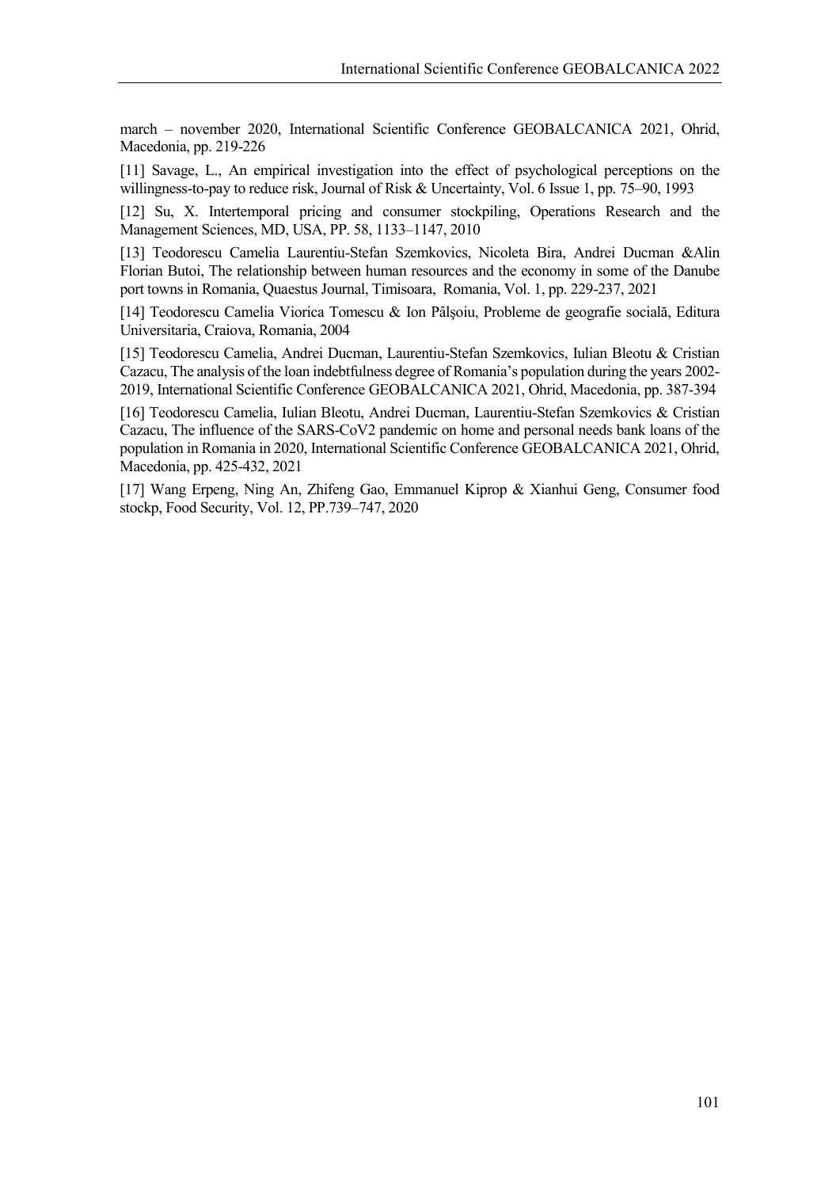march – november 2020, International Scientific Conference GEOBALCANICA 2021, Ohrid, Macedonia, pp. 219-226

[11] Savage, L., An empirical investigation into the effect of psychological perceptions on the willingness-to-pay to reduce risk, Journal of Risk & Uncertainty, Vol. 6 Issue 1, pp. 75–90, 1993

[12] Su, X. Intertemporal pricing and consumer stockpiling, Operations Research and the Management Sciences, MD, USA, PP. 58, 1133–1147, 2010

[13] Teodorescu Camelia Laurentiu-Stefan Szemkovics, Nicoleta Bira, Andrei Ducman &Alin Florian Butoi, The relationship between human resources and the economy in some of the Danube port towns in Romania, Quaestus Journal, Timisoara, Romania, Vol. 1, pp. 229-237, 2021

[14] Teodorescu Camelia Viorica Tomescu & Ion Pâlşoiu, Probleme de geografie socială, Editura Universitaria, Craiova, Romania, 2004

[15] Teodorescu Camelia, Andrei Ducman, Laurentiu-Stefan Szemkovics, Iulian Bleotu & Cristian Cazacu, The analysis of the loan indebtfulness degree of Romania's population during the years 2002-2019, International Scientific Conference GEOBALCANICA 2021, Ohrid, Macedonia, pp. 387-394

[16] Teodorescu Camelia, Iulian Bleotu, Andrei Ducman, Laurentiu-Stefan Szemkovics & Cristian Cazacu, The influence of the SARS-CoV2 pandemic on home and personal needs bank loans of the population in Romania in 2020, International Scientific Conference GEOBALCANICA 2021, Ohrid, Macedonia, pp. 425-432, 2021

[17] Wang Erpeng, Ning An, Zhifeng Gao, Emmanuel Kiprop & Xianhui Geng, Consumer food stockp, Food Security, Vol. 12, PP.739–747, 2020